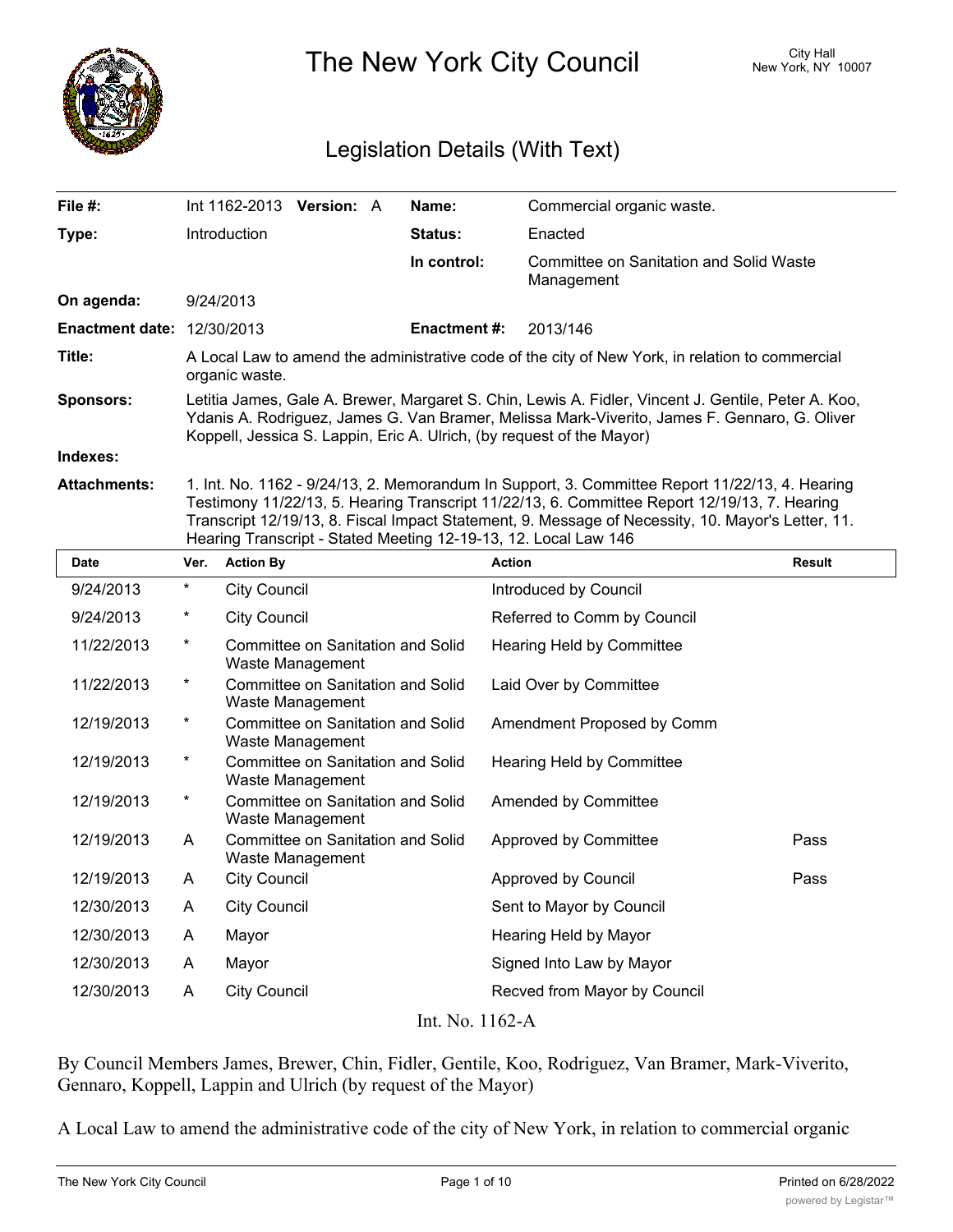# The New York City Council

City Hall
New York, NY 10007

## Legislation Details (With Text)

| | | | |
|---|---|---|---|
| **File #:** | Int 1162-2013 **Version:** A | **Name:** | Commercial organic waste. |
| **Type:** | Introduction | **Status:** | Enacted |
| | | **In control:** | Committee on Sanitation and Solid Waste Management |
| **On agenda:** | 9/24/2013 | | |
| **Enactment date:** | 12/30/2013 | **Enactment #:** | 2013/146 |

**Title:** A Local Law to amend the administrative code of the city of New York, in relation to commercial organic waste.

**Sponsors:** Letitia James, Gale A. Brewer, Margaret S. Chin, Lewis A. Fidler, Vincent J. Gentile, Peter A. Koo, Ydanis A. Rodriguez, James G. Van Bramer, Melissa Mark-Viverito, James F. Gennaro, G. Oliver Koppell, Jessica S. Lappin, Eric A. Ulrich, (by request of the Mayor)

**Indexes:**

**Attachments:** 1. Int. No. 1162 - 9/24/13, 2. Memorandum In Support, 3. Committee Report 11/22/13, 4. Hearing Testimony 11/22/13, 5. Hearing Transcript 11/22/13, 6. Committee Report 12/19/13, 7. Hearing Transcript 12/19/13, 8. Fiscal Impact Statement, 9. Message of Necessity, 10. Mayor's Letter, 11. Hearing Transcript - Stated Meeting 12-19-13, 12. Local Law 146

| Date | Ver. | Action By | Action | Result |
|---|---|---|---|---|
| 9/24/2013 | * | City Council | Introduced by Council | |
| 9/24/2013 | * | City Council | Referred to Comm by Council | |
| 11/22/2013 | * | Committee on Sanitation and Solid Waste Management | Hearing Held by Committee | |
| 11/22/2013 | * | Committee on Sanitation and Solid Waste Management | Laid Over by Committee | |
| 12/19/2013 | * | Committee on Sanitation and Solid Waste Management | Amendment Proposed by Comm | |
| 12/19/2013 | * | Committee on Sanitation and Solid Waste Management | Hearing Held by Committee | |
| 12/19/2013 | * | Committee on Sanitation and Solid Waste Management | Amended by Committee | |
| 12/19/2013 | A | Committee on Sanitation and Solid Waste Management | Approved by Committee | Pass |
| 12/19/2013 | A | City Council | Approved by Council | Pass |
| 12/30/2013 | A | City Council | Sent to Mayor by Council | |
| 12/30/2013 | A | Mayor | Hearing Held by Mayor | |
| 12/30/2013 | A | Mayor | Signed Into Law by Mayor | |
| 12/30/2013 | A | City Council | Recved from Mayor by Council | |

Int. No. 1162-A

By Council Members James, Brewer, Chin, Fidler, Gentile, Koo, Rodriguez, Van Bramer, Mark-Viverito, Gennaro, Koppell, Lappin and Ulrich (by request of the Mayor)

A Local Law to amend the administrative code of the city of New York, in relation to commercial organic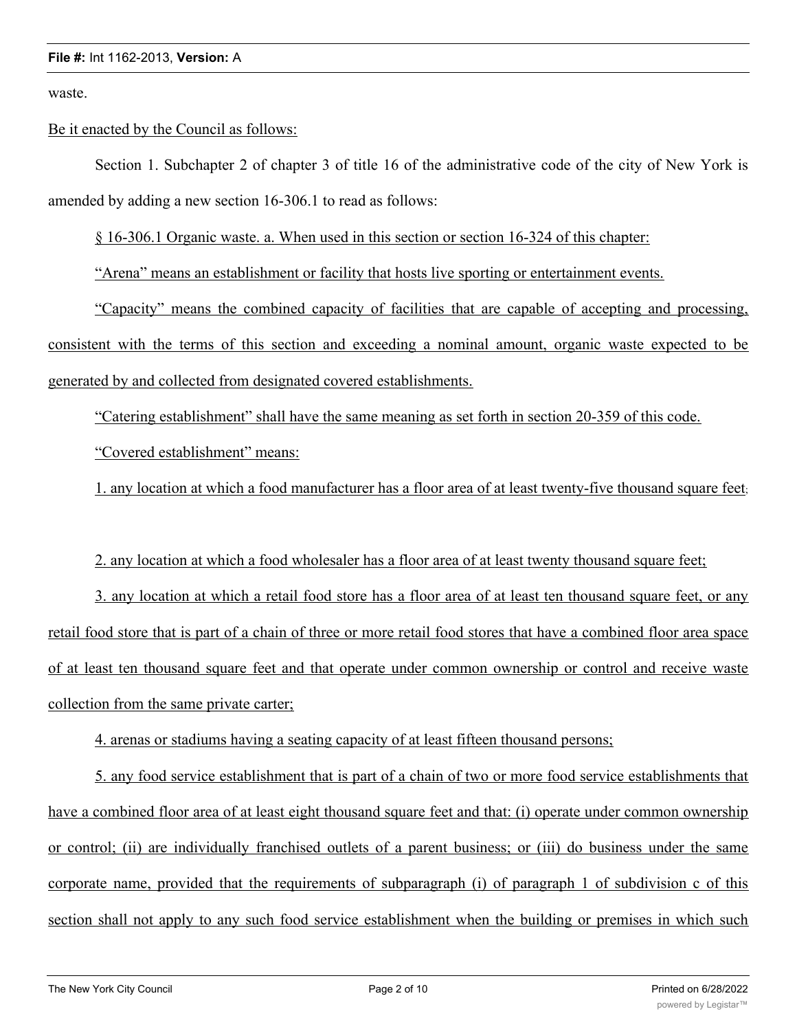waste.

Be it enacted by the Council as follows:

Section 1. Subchapter 2 of chapter 3 of title 16 of the administrative code of the city of New York is amended by adding a new section 16-306.1 to read as follows:

§ 16-306.1 Organic waste. a. When used in this section or section 16-324 of this chapter:

"Arena" means an establishment or facility that hosts live sporting or entertainment events.

"Capacity" means the combined capacity of facilities that are capable of accepting and processing, consistent with the terms of this section and exceeding a nominal amount, organic waste expected to be generated by and collected from designated covered establishments.

"Catering establishment" shall have the same meaning as set forth in section 20-359 of this code.

"Covered establishment" means:

1. any location at which a food manufacturer has a floor area of at least twenty-five thousand square feet;

2. any location at which a food wholesaler has a floor area of at least twenty thousand square feet;

3. any location at which a retail food store has a floor area of at least ten thousand square feet, or any retail food store that is part of a chain of three or more retail food stores that have a combined floor area space of at least ten thousand square feet and that operate under common ownership or control and receive waste collection from the same private carter;

4. arenas or stadiums having a seating capacity of at least fifteen thousand persons;

5. any food service establishment that is part of a chain of two or more food service establishments that have a combined floor area of at least eight thousand square feet and that: (i) operate under common ownership or control; (ii) are individually franchised outlets of a parent business; or (iii) do business under the same corporate name, provided that the requirements of subparagraph (i) of paragraph 1 of subdivision c of this section shall not apply to any such food service establishment when the building or premises in which such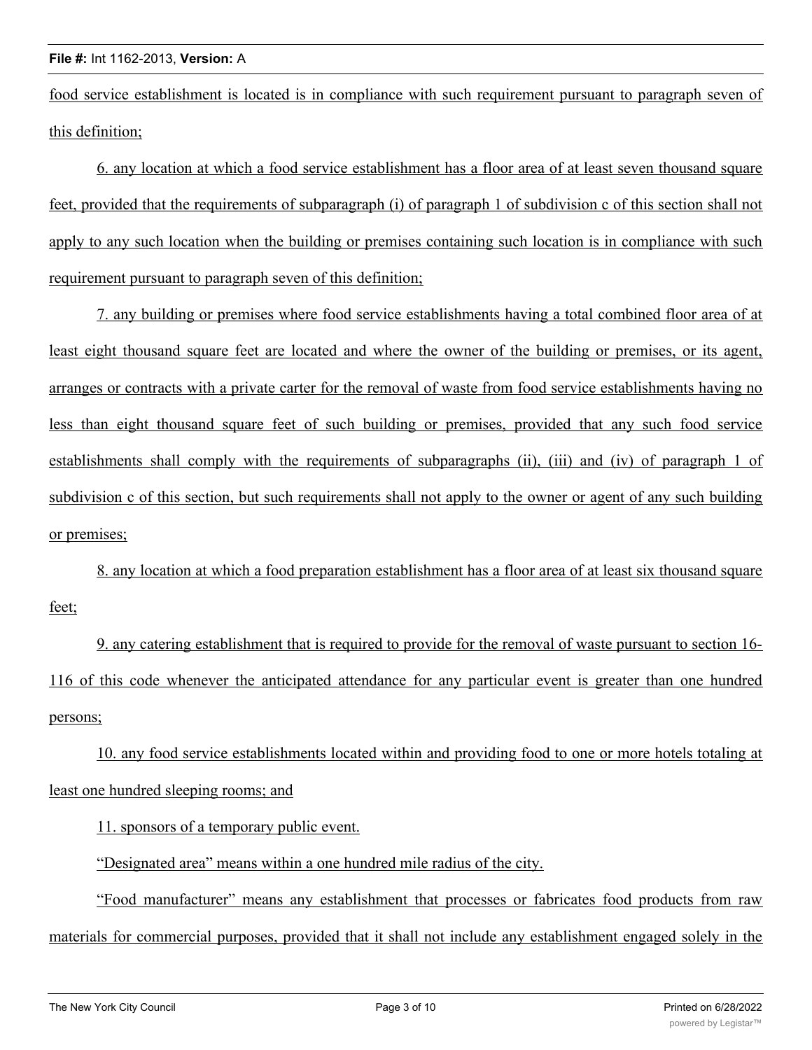food service establishment is located is in compliance with such requirement pursuant to paragraph seven of this definition;

6. any location at which a food service establishment has a floor area of at least seven thousand square feet, provided that the requirements of subparagraph (i) of paragraph 1 of subdivision c of this section shall not apply to any such location when the building or premises containing such location is in compliance with such requirement pursuant to paragraph seven of this definition;

7. any building or premises where food service establishments having a total combined floor area of at least eight thousand square feet are located and where the owner of the building or premises, or its agent, arranges or contracts with a private carter for the removal of waste from food service establishments having no less than eight thousand square feet of such building or premises, provided that any such food service establishments shall comply with the requirements of subparagraphs (ii), (iii) and (iv) of paragraph 1 of subdivision c of this section, but such requirements shall not apply to the owner or agent of any such building or premises;

8. any location at which a food preparation establishment has a floor area of at least six thousand square feet;

9. any catering establishment that is required to provide for the removal of waste pursuant to section 16-116 of this code whenever the anticipated attendance for any particular event is greater than one hundred persons;

10. any food service establishments located within and providing food to one or more hotels totaling at least one hundred sleeping rooms; and

11. sponsors of a temporary public event.

"Designated area" means within a one hundred mile radius of the city.

"Food manufacturer" means any establishment that processes or fabricates food products from raw materials for commercial purposes, provided that it shall not include any establishment engaged solely in the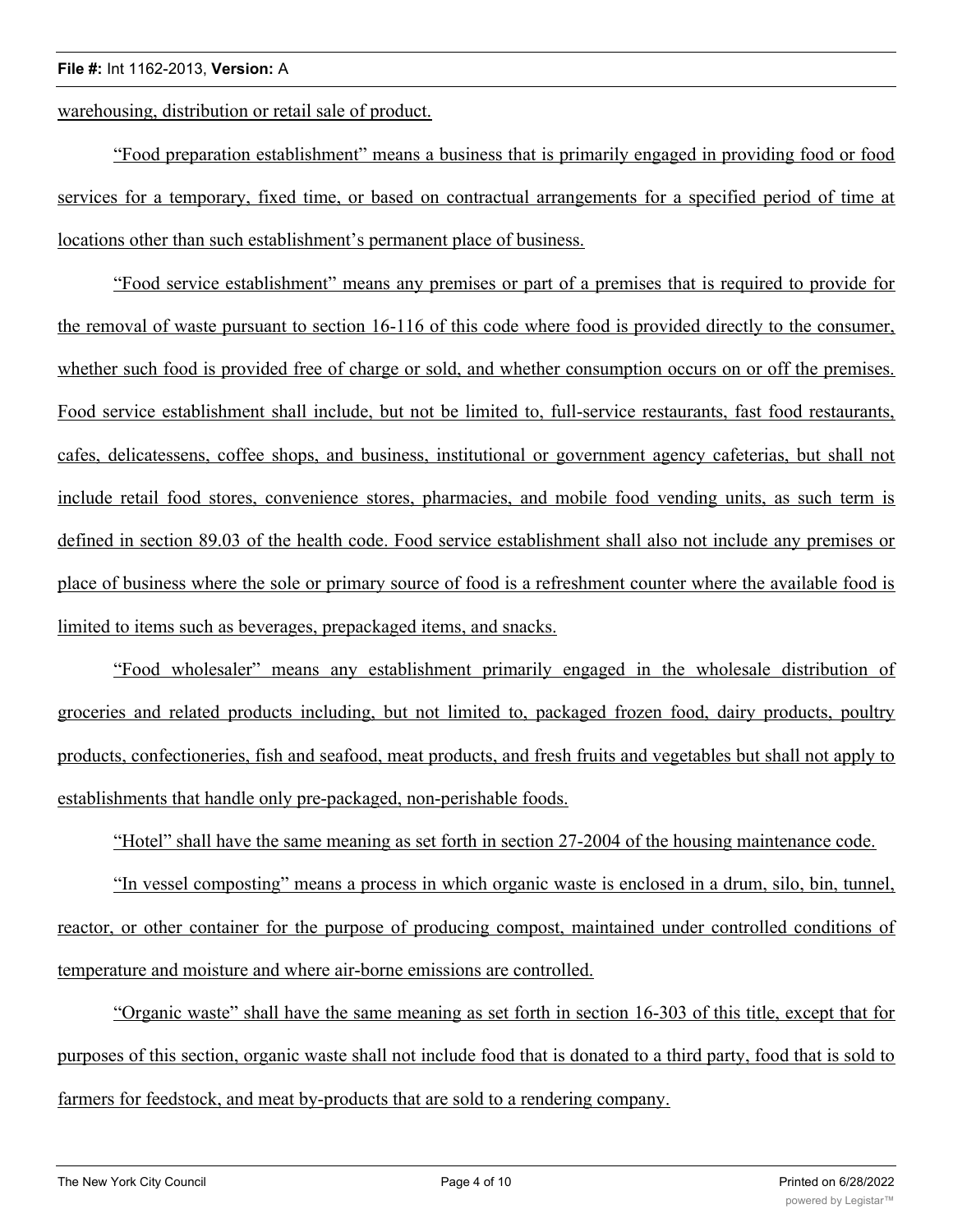warehousing, distribution or retail sale of product.

"Food preparation establishment" means a business that is primarily engaged in providing food or food services for a temporary, fixed time, or based on contractual arrangements for a specified period of time at locations other than such establishment's permanent place of business.

"Food service establishment" means any premises or part of a premises that is required to provide for the removal of waste pursuant to section 16-116 of this code where food is provided directly to the consumer, whether such food is provided free of charge or sold, and whether consumption occurs on or off the premises. Food service establishment shall include, but not be limited to, full-service restaurants, fast food restaurants, cafes, delicatessens, coffee shops, and business, institutional or government agency cafeterias, but shall not include retail food stores, convenience stores, pharmacies, and mobile food vending units, as such term is defined in section 89.03 of the health code. Food service establishment shall also not include any premises or place of business where the sole or primary source of food is a refreshment counter where the available food is limited to items such as beverages, prepackaged items, and snacks.

"Food wholesaler" means any establishment primarily engaged in the wholesale distribution of groceries and related products including, but not limited to, packaged frozen food, dairy products, poultry products, confectioneries, fish and seafood, meat products, and fresh fruits and vegetables but shall not apply to establishments that handle only pre-packaged, non-perishable foods.

"Hotel" shall have the same meaning as set forth in section 27-2004 of the housing maintenance code.

"In vessel composting" means a process in which organic waste is enclosed in a drum, silo, bin, tunnel, reactor, or other container for the purpose of producing compost, maintained under controlled conditions of temperature and moisture and where air-borne emissions are controlled.

"Organic waste" shall have the same meaning as set forth in section 16-303 of this title, except that for purposes of this section, organic waste shall not include food that is donated to a third party, food that is sold to farmers for feedstock, and meat by-products that are sold to a rendering company.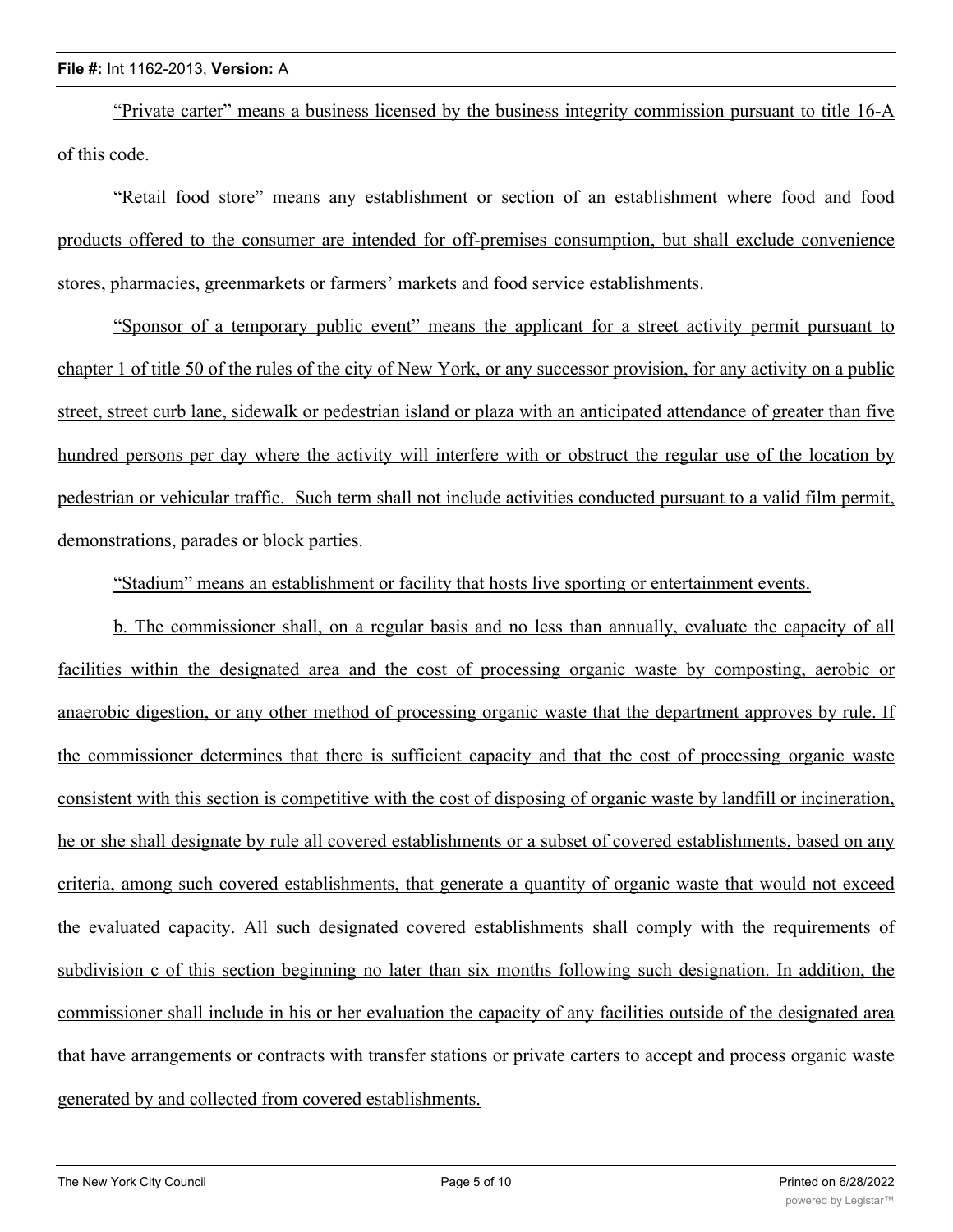"Private carter" means a business licensed by the business integrity commission pursuant to title 16-A of this code.

"Retail food store" means any establishment or section of an establishment where food and food products offered to the consumer are intended for off-premises consumption, but shall exclude convenience stores, pharmacies, greenmarkets or farmers' markets and food service establishments.

"Sponsor of a temporary public event" means the applicant for a street activity permit pursuant to chapter 1 of title 50 of the rules of the city of New York, or any successor provision, for any activity on a public street, street curb lane, sidewalk or pedestrian island or plaza with an anticipated attendance of greater than five hundred persons per day where the activity will interfere with or obstruct the regular use of the location by pedestrian or vehicular traffic. Such term shall not include activities conducted pursuant to a valid film permit, demonstrations, parades or block parties.

"Stadium" means an establishment or facility that hosts live sporting or entertainment events.

b. The commissioner shall, on a regular basis and no less than annually, evaluate the capacity of all facilities within the designated area and the cost of processing organic waste by composting, aerobic or anaerobic digestion, or any other method of processing organic waste that the department approves by rule. If the commissioner determines that there is sufficient capacity and that the cost of processing organic waste consistent with this section is competitive with the cost of disposing of organic waste by landfill or incineration, he or she shall designate by rule all covered establishments or a subset of covered establishments, based on any criteria, among such covered establishments, that generate a quantity of organic waste that would not exceed the evaluated capacity. All such designated covered establishments shall comply with the requirements of subdivision c of this section beginning no later than six months following such designation. In addition, the commissioner shall include in his or her evaluation the capacity of any facilities outside of the designated area that have arrangements or contracts with transfer stations or private carters to accept and process organic waste generated by and collected from covered establishments.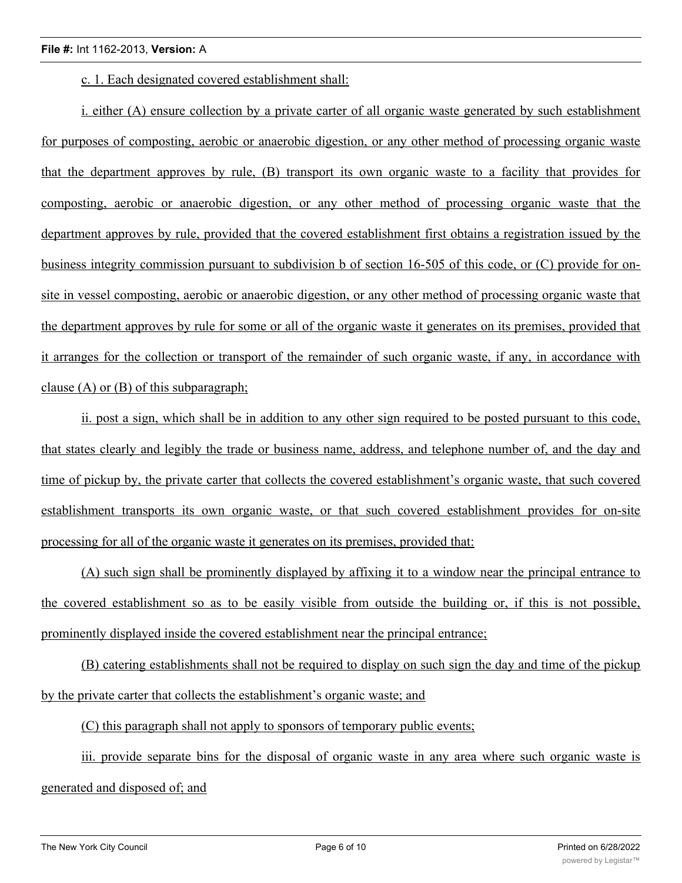c. 1. Each designated covered establishment shall:

i. either (A) ensure collection by a private carter of all organic waste generated by such establishment for purposes of composting, aerobic or anaerobic digestion, or any other method of processing organic waste that the department approves by rule, (B) transport its own organic waste to a facility that provides for composting, aerobic or anaerobic digestion, or any other method of processing organic waste that the department approves by rule, provided that the covered establishment first obtains a registration issued by the business integrity commission pursuant to subdivision b of section 16-505 of this code, or (C) provide for on-site in vessel composting, aerobic or anaerobic digestion, or any other method of processing organic waste that the department approves by rule for some or all of the organic waste it generates on its premises, provided that it arranges for the collection or transport of the remainder of such organic waste, if any, in accordance with clause (A) or (B) of this subparagraph;

ii. post a sign, which shall be in addition to any other sign required to be posted pursuant to this code, that states clearly and legibly the trade or business name, address, and telephone number of, and the day and time of pickup by, the private carter that collects the covered establishment's organic waste, that such covered establishment transports its own organic waste, or that such covered establishment provides for on-site processing for all of the organic waste it generates on its premises, provided that:

(A) such sign shall be prominently displayed by affixing it to a window near the principal entrance to the covered establishment so as to be easily visible from outside the building or, if this is not possible, prominently displayed inside the covered establishment near the principal entrance;

(B) catering establishments shall not be required to display on such sign the day and time of the pickup by the private carter that collects the establishment's organic waste; and

(C) this paragraph shall not apply to sponsors of temporary public events;

iii. provide separate bins for the disposal of organic waste in any area where such organic waste is generated and disposed of; and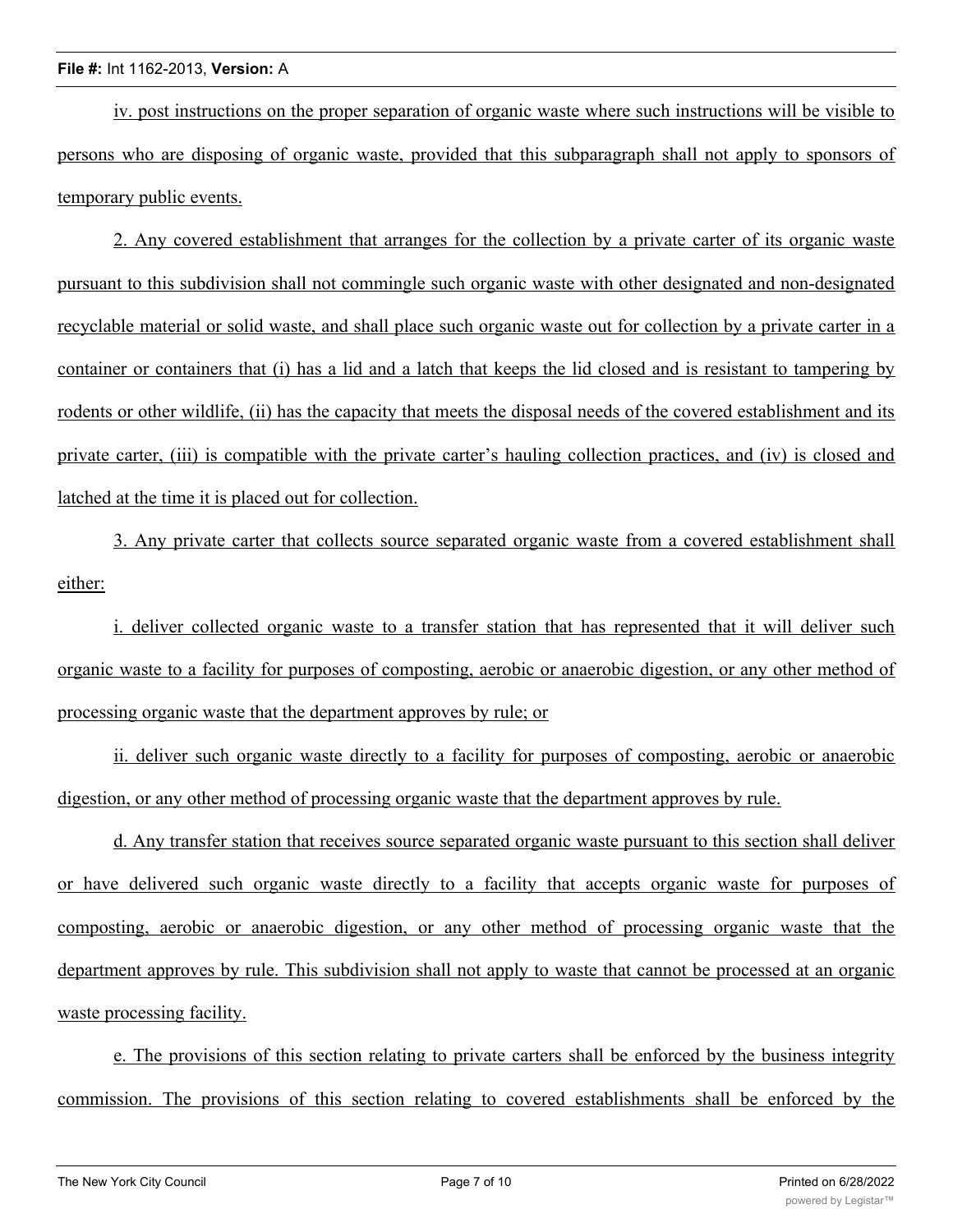iv. post instructions on the proper separation of organic waste where such instructions will be visible to persons who are disposing of organic waste, provided that this subparagraph shall not apply to sponsors of temporary public events.

2. Any covered establishment that arranges for the collection by a private carter of its organic waste pursuant to this subdivision shall not commingle such organic waste with other designated and non-designated recyclable material or solid waste, and shall place such organic waste out for collection by a private carter in a container or containers that (i) has a lid and a latch that keeps the lid closed and is resistant to tampering by rodents or other wildlife, (ii) has the capacity that meets the disposal needs of the covered establishment and its private carter, (iii) is compatible with the private carter's hauling collection practices, and (iv) is closed and latched at the time it is placed out for collection.

3. Any private carter that collects source separated organic waste from a covered establishment shall either:

i. deliver collected organic waste to a transfer station that has represented that it will deliver such organic waste to a facility for purposes of composting, aerobic or anaerobic digestion, or any other method of processing organic waste that the department approves by rule; or

ii. deliver such organic waste directly to a facility for purposes of composting, aerobic or anaerobic digestion, or any other method of processing organic waste that the department approves by rule.

d. Any transfer station that receives source separated organic waste pursuant to this section shall deliver or have delivered such organic waste directly to a facility that accepts organic waste for purposes of composting, aerobic or anaerobic digestion, or any other method of processing organic waste that the department approves by rule. This subdivision shall not apply to waste that cannot be processed at an organic waste processing facility.

e. The provisions of this section relating to private carters shall be enforced by the business integrity commission. The provisions of this section relating to covered establishments shall be enforced by the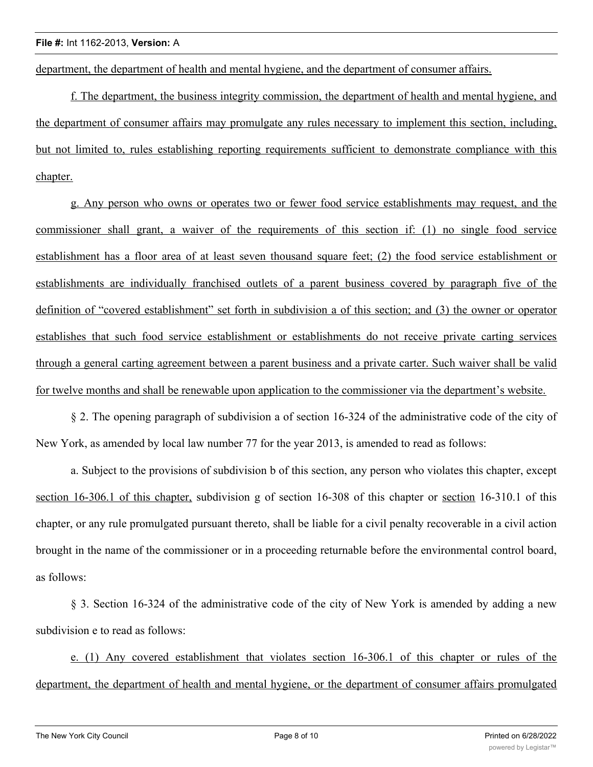department, the department of health and mental hygiene, and the department of consumer affairs.

f. The department, the business integrity commission, the department of health and mental hygiene, and the department of consumer affairs may promulgate any rules necessary to implement this section, including, but not limited to, rules establishing reporting requirements sufficient to demonstrate compliance with this chapter.

g. Any person who owns or operates two or fewer food service establishments may request, and the commissioner shall grant, a waiver of the requirements of this section if: (1) no single food service establishment has a floor area of at least seven thousand square feet; (2) the food service establishment or establishments are individually franchised outlets of a parent business covered by paragraph five of the definition of "covered establishment" set forth in subdivision a of this section; and (3) the owner or operator establishes that such food service establishment or establishments do not receive private carting services through a general carting agreement between a parent business and a private carter. Such waiver shall be valid for twelve months and shall be renewable upon application to the commissioner via the department's website.

§ 2. The opening paragraph of subdivision a of section 16-324 of the administrative code of the city of New York, as amended by local law number 77 for the year 2013, is amended to read as follows:

a. Subject to the provisions of subdivision b of this section, any person who violates this chapter, except section 16-306.1 of this chapter, subdivision g of section 16-308 of this chapter or section 16-310.1 of this chapter, or any rule promulgated pursuant thereto, shall be liable for a civil penalty recoverable in a civil action brought in the name of the commissioner or in a proceeding returnable before the environmental control board, as follows:

§ 3. Section 16-324 of the administrative code of the city of New York is amended by adding a new subdivision e to read as follows:

e. (1) Any covered establishment that violates section 16-306.1 of this chapter or rules of the department, the department of health and mental hygiene, or the department of consumer affairs promulgated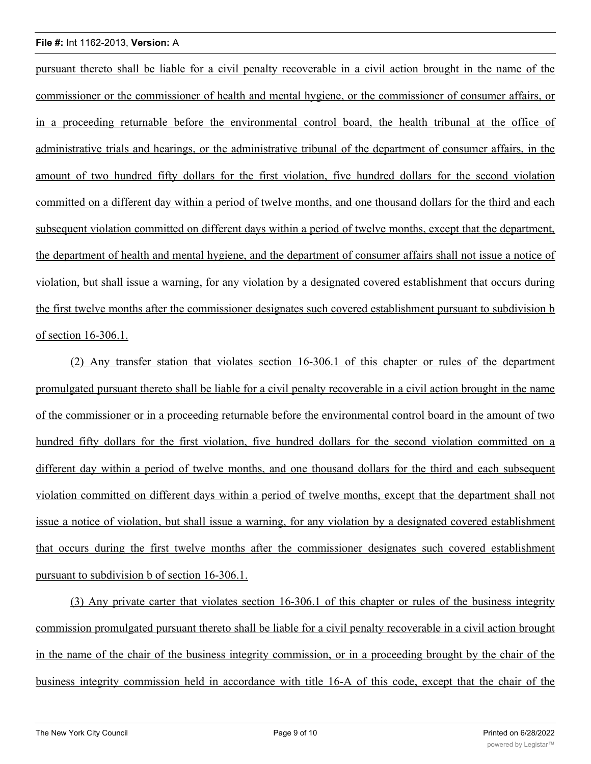pursuant thereto shall be liable for a civil penalty recoverable in a civil action brought in the name of the commissioner or the commissioner of health and mental hygiene, or the commissioner of consumer affairs, or in a proceeding returnable before the environmental control board, the health tribunal at the office of administrative trials and hearings, or the administrative tribunal of the department of consumer affairs, in the amount of two hundred fifty dollars for the first violation, five hundred dollars for the second violation committed on a different day within a period of twelve months, and one thousand dollars for the third and each subsequent violation committed on different days within a period of twelve months, except that the department, the department of health and mental hygiene, and the department of consumer affairs shall not issue a notice of violation, but shall issue a warning, for any violation by a designated covered establishment that occurs during the first twelve months after the commissioner designates such covered establishment pursuant to subdivision b of section 16-306.1.

(2) Any transfer station that violates section 16-306.1 of this chapter or rules of the department promulgated pursuant thereto shall be liable for a civil penalty recoverable in a civil action brought in the name of the commissioner or in a proceeding returnable before the environmental control board in the amount of two hundred fifty dollars for the first violation, five hundred dollars for the second violation committed on a different day within a period of twelve months, and one thousand dollars for the third and each subsequent violation committed on different days within a period of twelve months, except that the department shall not issue a notice of violation, but shall issue a warning, for any violation by a designated covered establishment that occurs during the first twelve months after the commissioner designates such covered establishment pursuant to subdivision b of section 16-306.1.

(3) Any private carter that violates section 16-306.1 of this chapter or rules of the business integrity commission promulgated pursuant thereto shall be liable for a civil penalty recoverable in a civil action brought in the name of the chair of the business integrity commission, or in a proceeding brought by the chair of the business integrity commission held in accordance with title 16-A of this code, except that the chair of the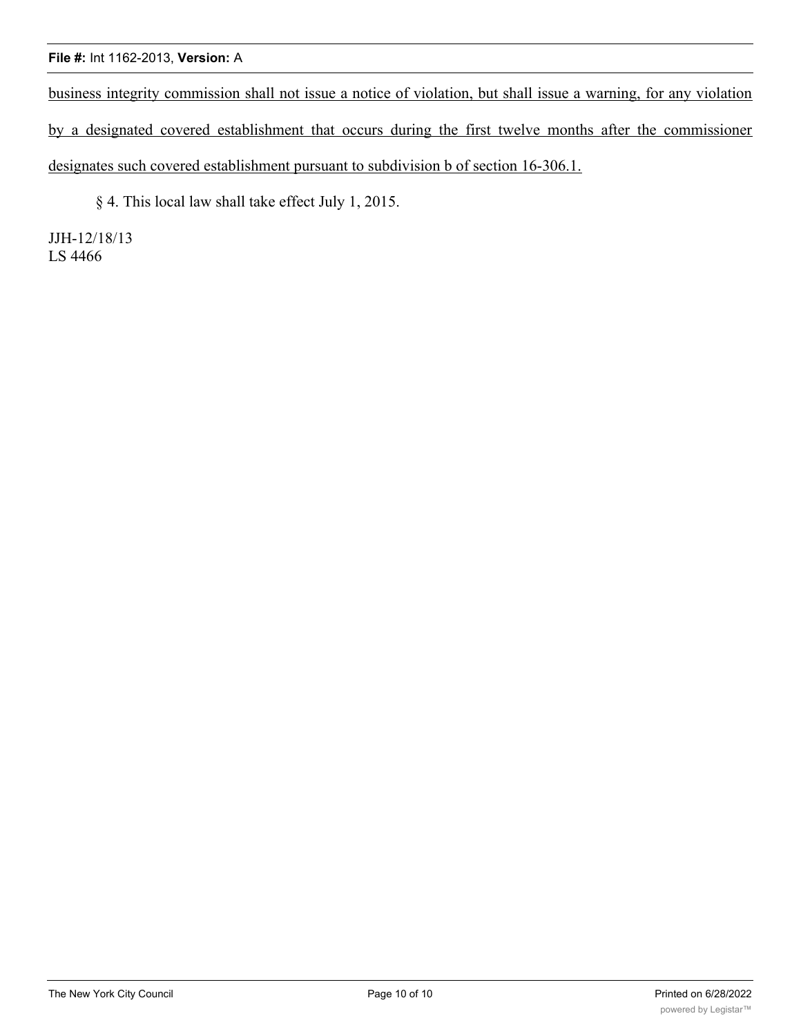business integrity commission shall not issue a notice of violation, but shall issue a warning, for any violation by a designated covered establishment that occurs during the first twelve months after the commissioner designates such covered establishment pursuant to subdivision b of section 16-306.1.

§ 4. This local law shall take effect July 1, 2015.

JJH-12/18/13
LS 4466